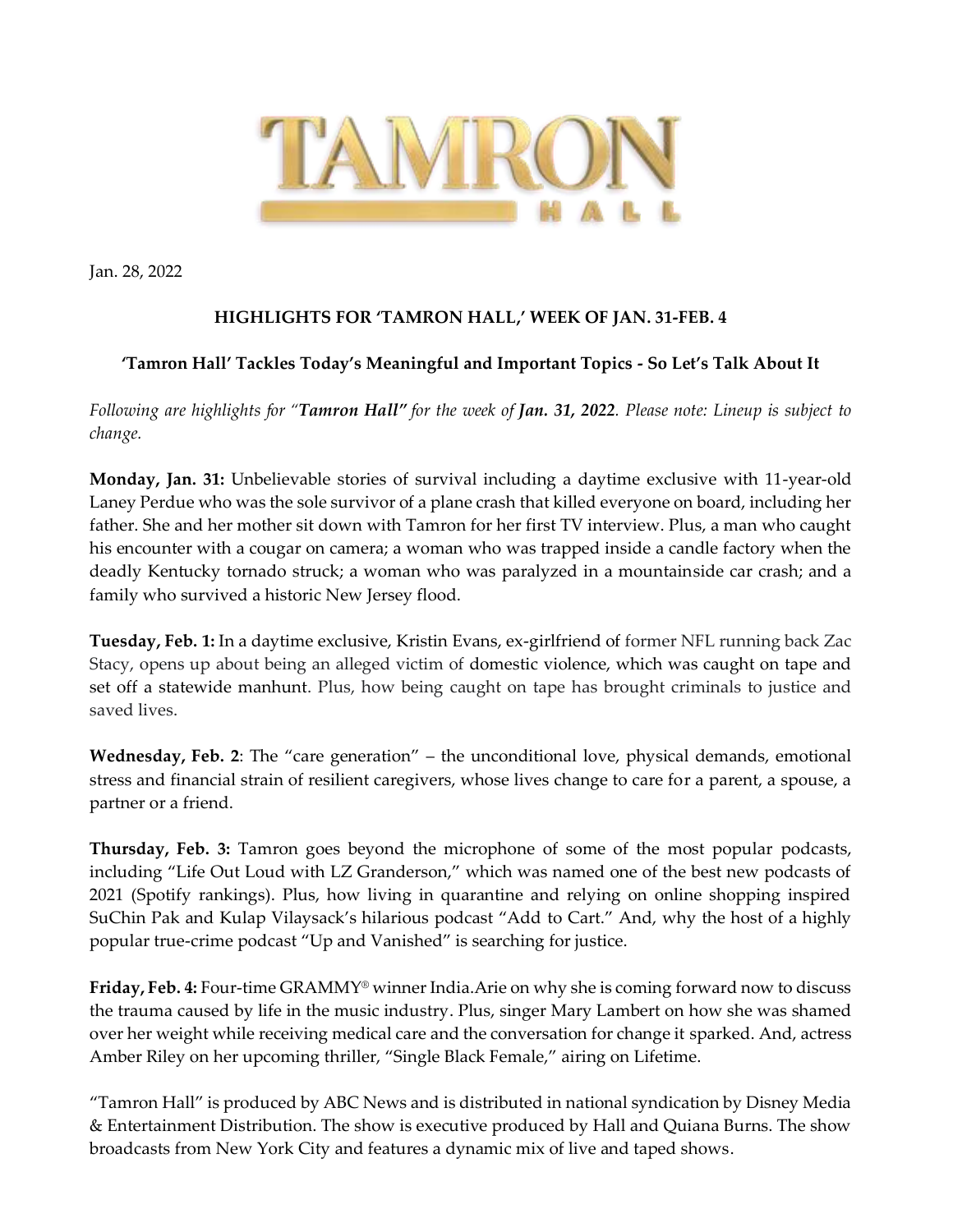Jan. 28, 2022

## HIGHLIGHTS FOR 'TAMRON HALL,' WEEK OF JAN. 31-FEB. 4

### 'Tamron Hall' Tackles Today's Meaningful and Important Topics - So Let's Talk About It

*Following are highlights for "**Tamron Hall"** for the week of **Jan. 31, 2022**. Please note: Lineup is subject to change.*

**Monday, Jan. 31:** Unbelievable stories of survival including a daytime exclusive with 11-year-old Laney Perdue who was the sole survivor of a plane crash that killed everyone on board, including her father. She and her mother sit down with Tamron for her first TV interview. Plus, a man who caught his encounter with a cougar on camera; a woman who was trapped inside a candle factory when the deadly Kentucky tornado struck; a woman who was paralyzed in a mountainside car crash; and a family who survived a historic New Jersey flood.

**Tuesday, Feb. 1:** In a daytime exclusive, Kristin Evans, ex-girlfriend of former NFL running back Zac Stacy, opens up about being an alleged victim of domestic violence, which was caught on tape and set off a statewide manhunt. Plus, how being caught on tape has brought criminals to justice and saved lives.

**Wednesday, Feb. 2**: The "care generation" – the unconditional love, physical demands, emotional stress and financial strain of resilient caregivers, whose lives change to care for a parent, a spouse, a partner or a friend.

**Thursday, Feb. 3:** Tamron goes beyond the microphone of some of the most popular podcasts, including "Life Out Loud with LZ Granderson," which was named one of the best new podcasts of 2021 (Spotify rankings). Plus, how living in quarantine and relying on online shopping inspired SuChin Pak and Kulap Vilaysack's hilarious podcast "Add to Cart." And, why the host of a highly popular true-crime podcast "Up and Vanished" is searching for justice.

**Friday, Feb. 4:** Four-time GRAMMY® winner India.Arie on why she is coming forward now to discuss the trauma caused by life in the music industry. Plus, singer Mary Lambert on how she was shamed over her weight while receiving medical care and the conversation for change it sparked. And, actress Amber Riley on her upcoming thriller, "Single Black Female," airing on Lifetime.

"Tamron Hall" is produced by ABC News and is distributed in national syndication by Disney Media & Entertainment Distribution. The show is executive produced by Hall and Quiana Burns. The show broadcasts from New York City and features a dynamic mix of live and taped shows.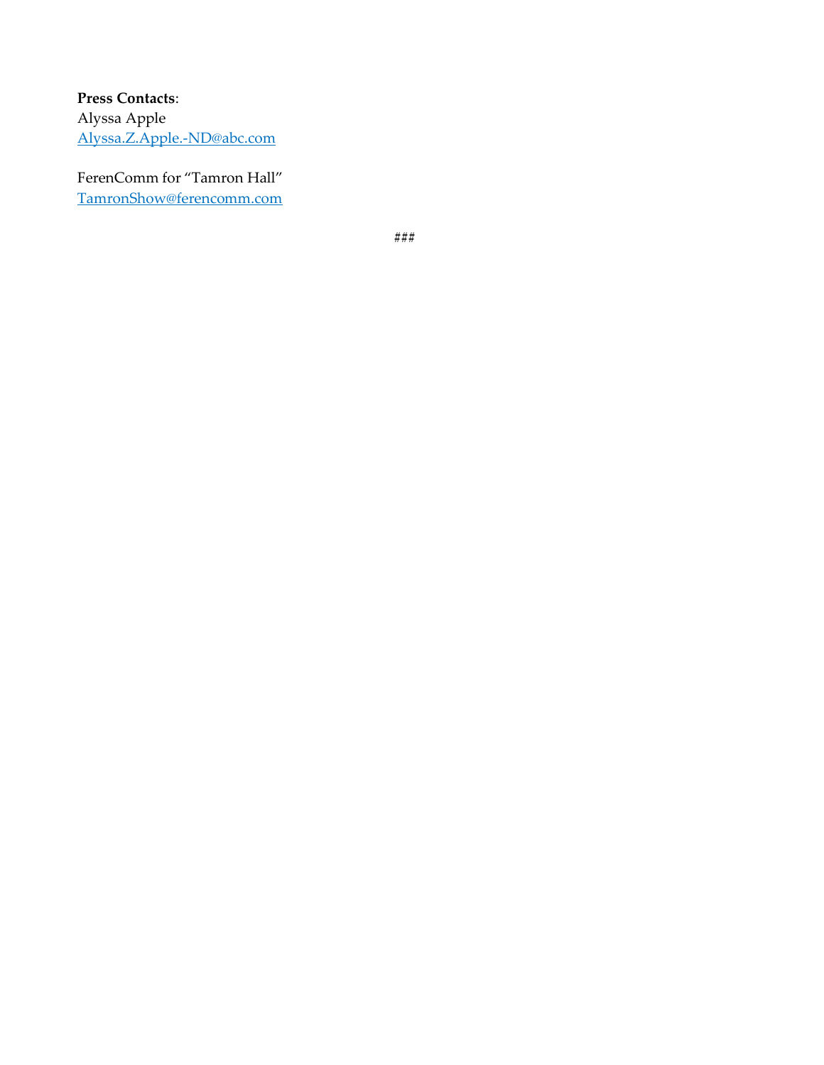**Press Contacts**:
Alyssa Apple
Alyssa.Z.Apple.-ND@abc.com

FerenComm for "Tamron Hall"
TamronShow@ferencomm.com

###